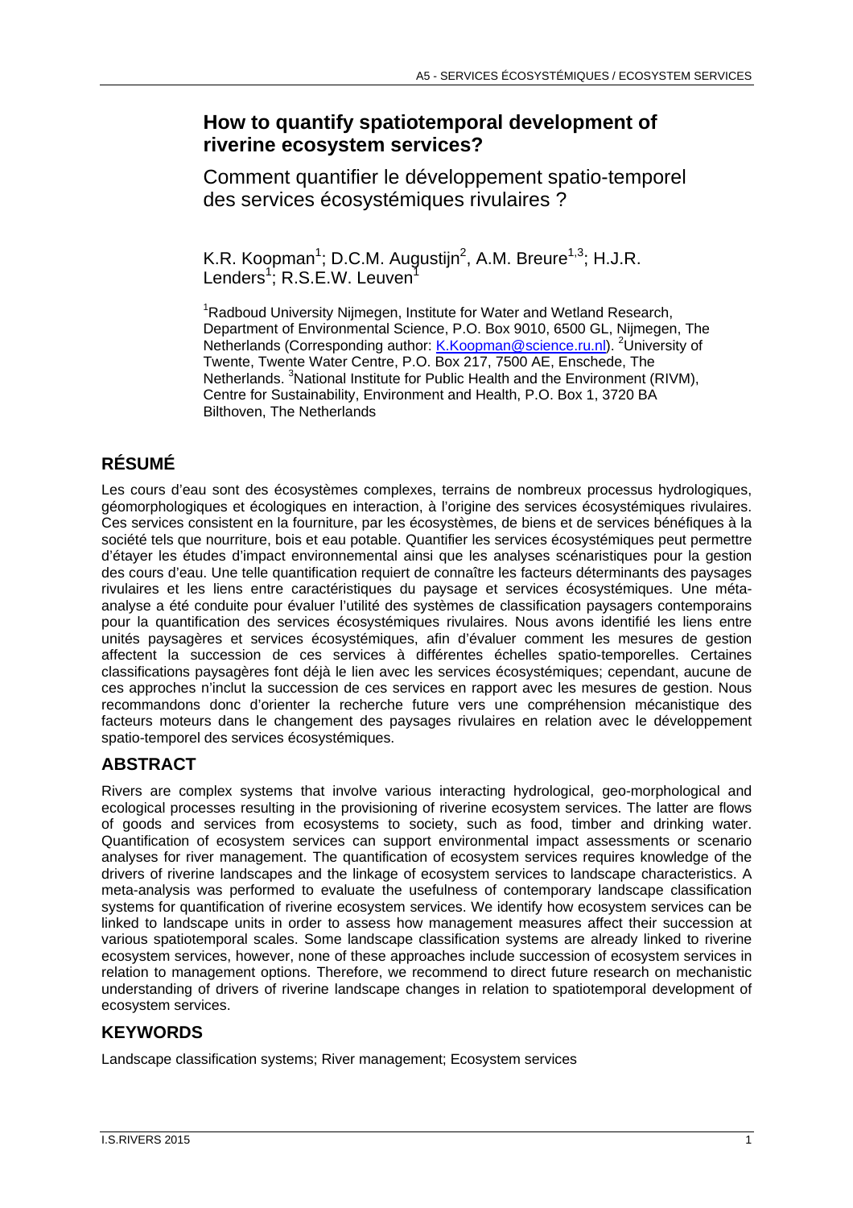# How to quantify spatiotemporal development of riverine ecosystem services?

## Comment quantifier le développement spatio-temporel des services écosystémiques rivulaires ?

K.R. Koopman[1]; D.C.M. Augustijn[2], A.M. Breure[1,3]; H.J.R. Lenders[1]; R.S.E.W. Leuven[1]

[1]Radboud University Nijmegen, Institute for Water and Wetland Research, Department of Environmental Science, P.O. Box 9010, 6500 GL, Nijmegen, The Netherlands (Corresponding author: K.Koopman@science.ru.nl). [2]University of Twente, Twente Water Centre, P.O. Box 217, 7500 AE, Enschede, The Netherlands. [3]National Institute for Public Health and the Environment (RIVM), Centre for Sustainability, Environment and Health, P.O. Box 1, 3720 BA Bilthoven, The Netherlands

## RÉSUMÉ

Les cours d'eau sont des écosystèmes complexes, terrains de nombreux processus hydrologiques, géomorphologiques et écologiques en interaction, à l'origine des services écosystémiques rivulaires. Ces services consistent en la fourniture, par les écosystèmes, de biens et de services bénéfiques à la société tels que nourriture, bois et eau potable. Quantifier les services écosystémiques peut permettre d'étayer les études d'impact environnemental ainsi que les analyses scénaristiques pour la gestion des cours d'eau. Une telle quantification requiert de connaître les facteurs déterminants des paysages rivulaires et les liens entre caractéristiques du paysage et services écosystémiques. Une méta-analyse a été conduite pour évaluer l'utilité des systèmes de classification paysagers contemporains pour la quantification des services écosystémiques rivulaires. Nous avons identifié les liens entre unités paysagères et services écosystémiques, afin d'évaluer comment les mesures de gestion affectent la succession de ces services à différentes échelles spatio-temporelles. Certaines classifications paysagères font déjà le lien avec les services écosystémiques; cependant, aucune de ces approches n'inclut la succession de ces services en rapport avec les mesures de gestion. Nous recommandons donc d'orienter la recherche future vers une compréhension mécanistique des facteurs moteurs dans le changement des paysages rivulaires en relation avec le développement spatio-temporel des services écosystémiques.

## ABSTRACT

Rivers are complex systems that involve various interacting hydrological, geo-morphological and ecological processes resulting in the provisioning of riverine ecosystem services. The latter are flows of goods and services from ecosystems to society, such as food, timber and drinking water. Quantification of ecosystem services can support environmental impact assessments or scenario analyses for river management. The quantification of ecosystem services requires knowledge of the drivers of riverine landscapes and the linkage of ecosystem services to landscape characteristics. A meta-analysis was performed to evaluate the usefulness of contemporary landscape classification systems for quantification of riverine ecosystem services. We identify how ecosystem services can be linked to landscape units in order to assess how management measures affect their succession at various spatiotemporal scales. Some landscape classification systems are already linked to riverine ecosystem services, however, none of these approaches include succession of ecosystem services in relation to management options. Therefore, we recommend to direct future research on mechanistic understanding of drivers of riverine landscape changes in relation to spatiotemporal development of ecosystem services.

## KEYWORDS

Landscape classification systems; River management; Ecosystem services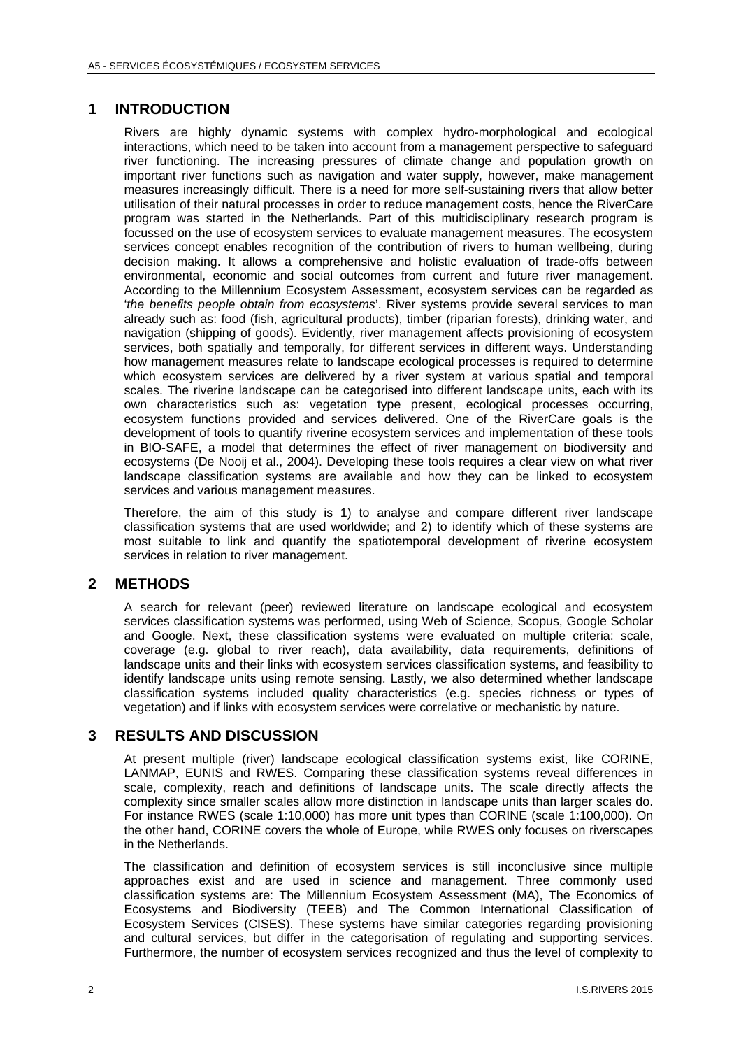## 1 INTRODUCTION

Rivers are highly dynamic systems with complex hydro-morphological and ecological interactions, which need to be taken into account from a management perspective to safeguard river functioning. The increasing pressures of climate change and population growth on important river functions such as navigation and water supply, however, make management measures increasingly difficult. There is a need for more self-sustaining rivers that allow better utilisation of their natural processes in order to reduce management costs, hence the RiverCare program was started in the Netherlands. Part of this multidisciplinary research program is focussed on the use of ecosystem services to evaluate management measures. The ecosystem services concept enables recognition of the contribution of rivers to human wellbeing, during decision making. It allows a comprehensive and holistic evaluation of trade-offs between environmental, economic and social outcomes from current and future river management. According to the Millennium Ecosystem Assessment, ecosystem services can be regarded as '*the benefits people obtain from ecosystems*'. River systems provide several services to man already such as: food (fish, agricultural products), timber (riparian forests), drinking water, and navigation (shipping of goods). Evidently, river management affects provisioning of ecosystem services, both spatially and temporally, for different services in different ways. Understanding how management measures relate to landscape ecological processes is required to determine which ecosystem services are delivered by a river system at various spatial and temporal scales. The riverine landscape can be categorised into different landscape units, each with its own characteristics such as: vegetation type present, ecological processes occurring, ecosystem functions provided and services delivered. One of the RiverCare goals is the development of tools to quantify riverine ecosystem services and implementation of these tools in BIO-SAFE, a model that determines the effect of river management on biodiversity and ecosystems (De Nooij et al., 2004). Developing these tools requires a clear view on what river landscape classification systems are available and how they can be linked to ecosystem services and various management measures.

Therefore, the aim of this study is 1) to analyse and compare different river landscape classification systems that are used worldwide; and 2) to identify which of these systems are most suitable to link and quantify the spatiotemporal development of riverine ecosystem services in relation to river management.

## 2 METHODS

A search for relevant (peer) reviewed literature on landscape ecological and ecosystem services classification systems was performed, using Web of Science, Scopus, Google Scholar and Google. Next, these classification systems were evaluated on multiple criteria: scale, coverage (e.g. global to river reach), data availability, data requirements, definitions of landscape units and their links with ecosystem services classification systems, and feasibility to identify landscape units using remote sensing. Lastly, we also determined whether landscape classification systems included quality characteristics (e.g. species richness or types of vegetation) and if links with ecosystem services were correlative or mechanistic by nature.

## 3 RESULTS AND DISCUSSION

At present multiple (river) landscape ecological classification systems exist, like CORINE, LANMAP, EUNIS and RWES. Comparing these classification systems reveal differences in scale, complexity, reach and definitions of landscape units. The scale directly affects the complexity since smaller scales allow more distinction in landscape units than larger scales do. For instance RWES (scale 1:10,000) has more unit types than CORINE (scale 1:100,000). On the other hand, CORINE covers the whole of Europe, while RWES only focuses on riverscapes in the Netherlands.

The classification and definition of ecosystem services is still inconclusive since multiple approaches exist and are used in science and management. Three commonly used classification systems are: The Millennium Ecosystem Assessment (MA), The Economics of Ecosystems and Biodiversity (TEEB) and The Common International Classification of Ecosystem Services (CISES). These systems have similar categories regarding provisioning and cultural services, but differ in the categorisation of regulating and supporting services. Furthermore, the number of ecosystem services recognized and thus the level of complexity to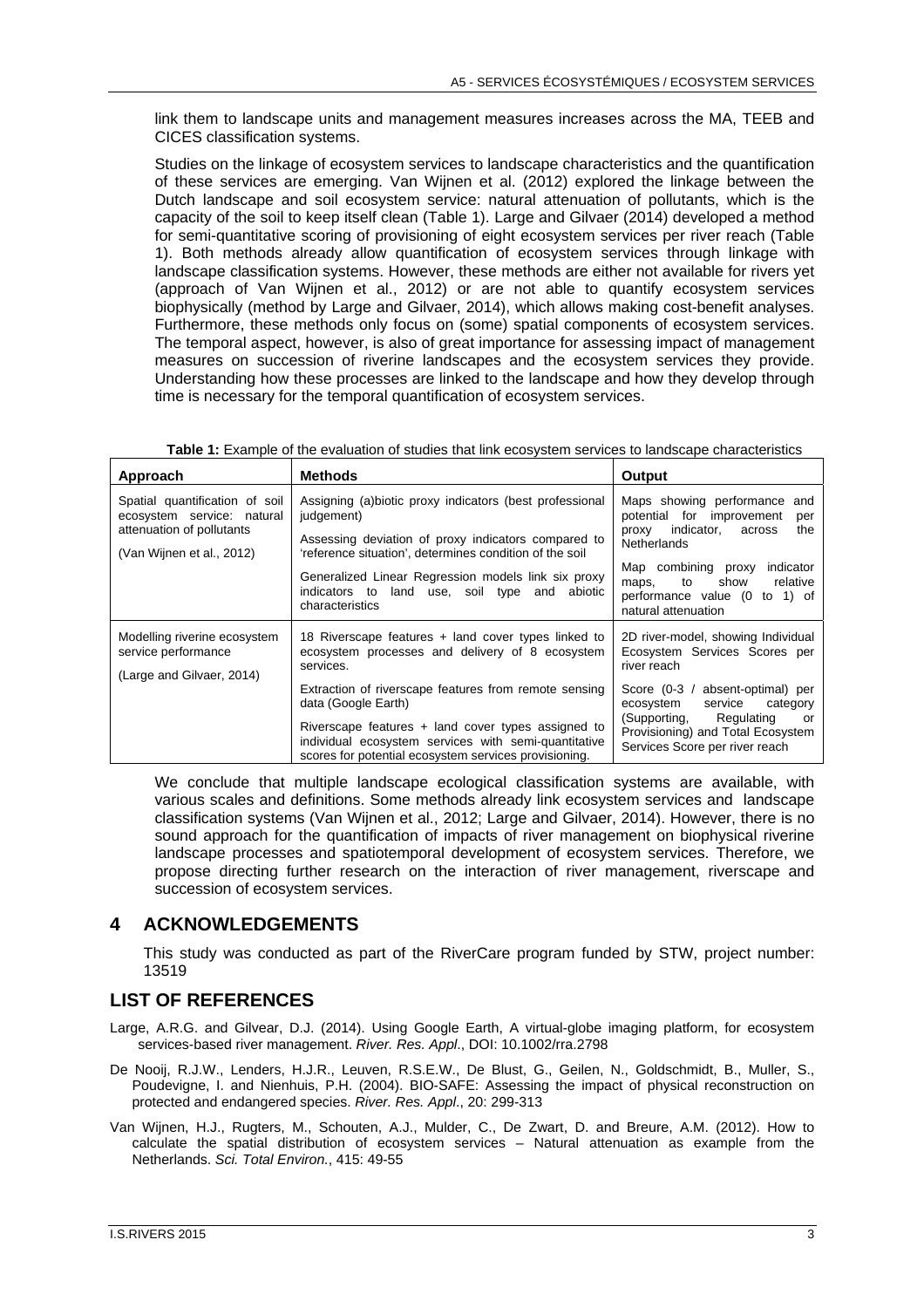link them to landscape units and management measures increases across the MA, TEEB and CICES classification systems.

Studies on the linkage of ecosystem services to landscape characteristics and the quantification of these services are emerging. Van Wijnen et al. (2012) explored the linkage between the Dutch landscape and soil ecosystem service: natural attenuation of pollutants, which is the capacity of the soil to keep itself clean (Table 1). Large and Gilvaer (2014) developed a method for semi-quantitative scoring of provisioning of eight ecosystem services per river reach (Table 1). Both methods already allow quantification of ecosystem services through linkage with landscape classification systems. However, these methods are either not available for rivers yet (approach of Van Wijnen et al., 2012) or are not able to quantify ecosystem services biophysically (method by Large and Gilvaer, 2014), which allows making cost-benefit analyses. Furthermore, these methods only focus on (some) spatial components of ecosystem services. The temporal aspect, however, is also of great importance for assessing impact of management measures on succession of riverine landscapes and the ecosystem services they provide. Understanding how these processes are linked to the landscape and how they develop through time is necessary for the temporal quantification of ecosystem services.

**Table 1:** Example of the evaluation of studies that link ecosystem services to landscape characteristics

| Approach | Methods | Output |
|---|---|---|
| Spatial quantification of soil ecosystem service: natural attenuation of pollutants<br><br>(Van Wijnen et al., 2012) | Assigning (a)biotic proxy indicators (best professional judgement)<br><br>Assessing deviation of proxy indicators compared to 'reference situation', determines condition of the soil<br><br>Generalized Linear Regression models link six proxy indicators to land use, soil type and abiotic characteristics | Maps showing performance and potential for improvement per proxy indicator, across the Netherlands<br><br>Map combining proxy indicator maps, to show relative performance value (0 to 1) of natural attenuation |
| Modelling riverine ecosystem service performance<br><br>(Large and Gilvaer, 2014) | 18 Riverscape features + land cover types linked to ecosystem processes and delivery of 8 ecosystem services.<br><br>Extraction of riverscape features from remote sensing data (Google Earth)<br><br>Riverscape features + land cover types assigned to individual ecosystem services with semi-quantitative scores for potential ecosystem services provisioning. | 2D river-model, showing Individual Ecosystem Services Scores per river reach<br><br>Score (0-3 / absent-optimal) per ecosystem service category (Supporting, Regulating or Provisioning) and Total Ecosystem Services Score per river reach |

We conclude that multiple landscape ecological classification systems are available, with various scales and definitions. Some methods already link ecosystem services and landscape classification systems (Van Wijnen et al., 2012; Large and Gilvaer, 2014). However, there is no sound approach for the quantification of impacts of river management on biophysical riverine landscape processes and spatiotemporal development of ecosystem services. Therefore, we propose directing further research on the interaction of river management, riverscape and succession of ecosystem services.

## 4 ACKNOWLEDGEMENTS

This study was conducted as part of the RiverCare program funded by STW, project number: 13519

## LIST OF REFERENCES

Large, A.R.G. and Gilvear, D.J. (2014). Using Google Earth, A virtual-globe imaging platform, for ecosystem services-based river management. *River. Res. Appl.*, DOI: 10.1002/rra.2798

De Nooij, R.J.W., Lenders, H.J.R., Leuven, R.S.E.W., De Blust, G., Geilen, N., Goldschmidt, B., Muller, S., Poudevigne, I. and Nienhuis, P.H. (2004). BIO-SAFE: Assessing the impact of physical reconstruction on protected and endangered species. *River. Res. Appl.*, 20: 299-313

Van Wijnen, H.J., Rugters, M., Schouten, A.J., Mulder, C., De Zwart, D. and Breure, A.M. (2012). How to calculate the spatial distribution of ecosystem services – Natural attenuation as example from the Netherlands. *Sci. Total Environ.*, 415: 49-55